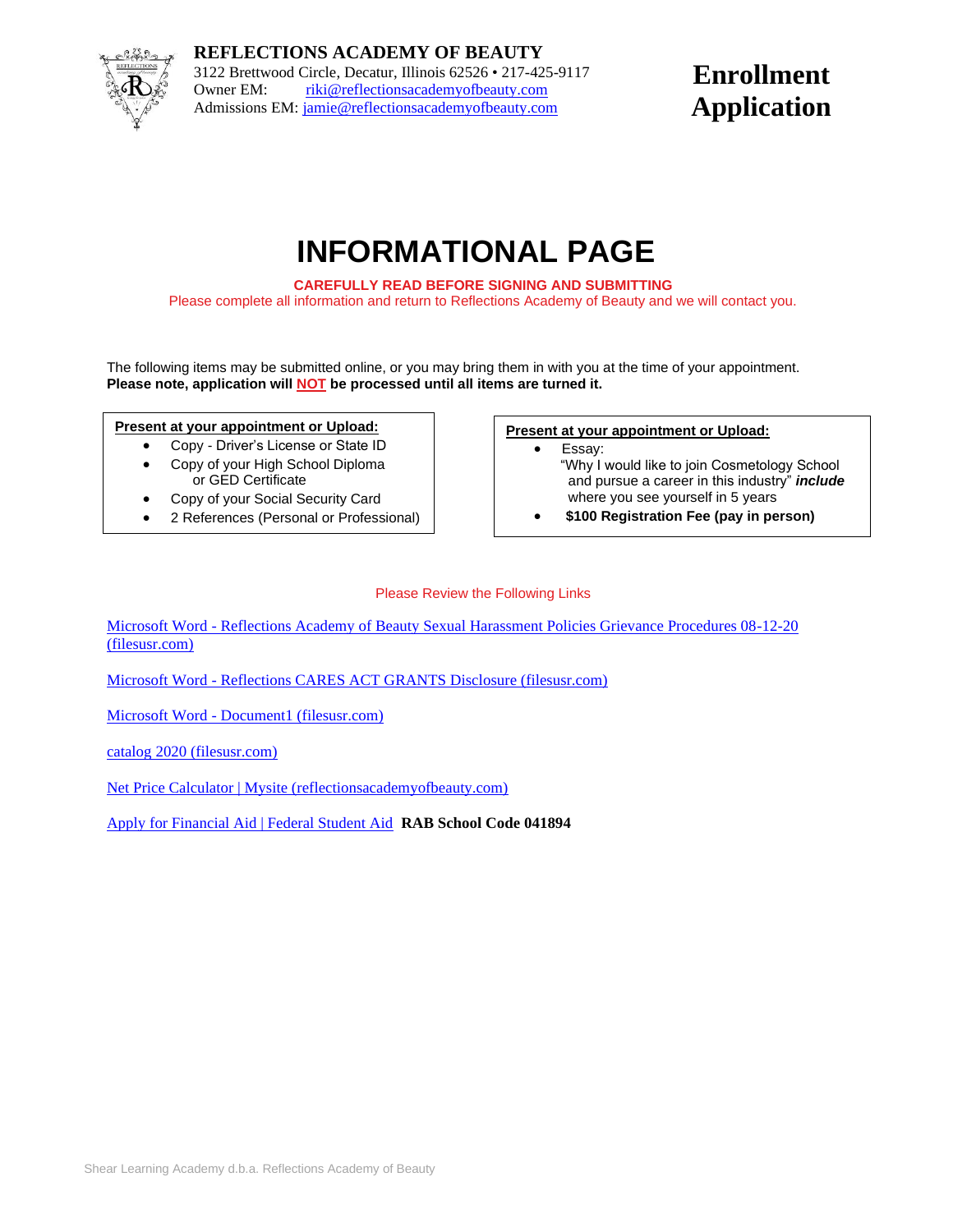**REFLECTIONS ACADEMY OF BEAUTY**
3122 Brettwood Circle, Decatur, Illinois 62526 • 217-425-9117
Owner EM: riki@reflectionsacademyofbeauty.com
Admissions EM: jamie@reflectionsacademyofbeauty.com

# Enrollment Application

# INFORMATIONAL PAGE

**CAREFULLY READ BEFORE SIGNING AND SUBMITTING**

Please complete all information and return to Reflections Academy of Beauty and we will contact you.

The following items may be submitted online, or you may bring them in with you at the time of your appointment.
**Please note, application will NOT be processed until all items are turned it.**

**Present at your appointment or Upload:**

- Copy - Driver's License or State ID
- Copy of your High School Diploma or GED Certificate
- Copy of your Social Security Card
- 2 References (Personal or Professional)

**Present at your appointment or Upload:**

- Essay:
  "Why I would like to join Cosmetology School and pursue a career in this industry" ***include*** where you see yourself in 5 years
- **$100 Registration Fee (pay in person)**

Please Review the Following Links

Microsoft Word - Reflections Academy of Beauty Sexual Harassment Policies Grievance Procedures 08-12-20 (filesusr.com)

Microsoft Word - Reflections CARES ACT GRANTS Disclosure (filesusr.com)

Microsoft Word - Document1 (filesusr.com)

catalog 2020 (filesusr.com)

Net Price Calculator | Mysite (reflectionsacademyofbeauty.com)

Apply for Financial Aid | Federal Student Aid **RAB School Code 041894**

Shear Learning Academy d.b.a. Reflections Academy of Beauty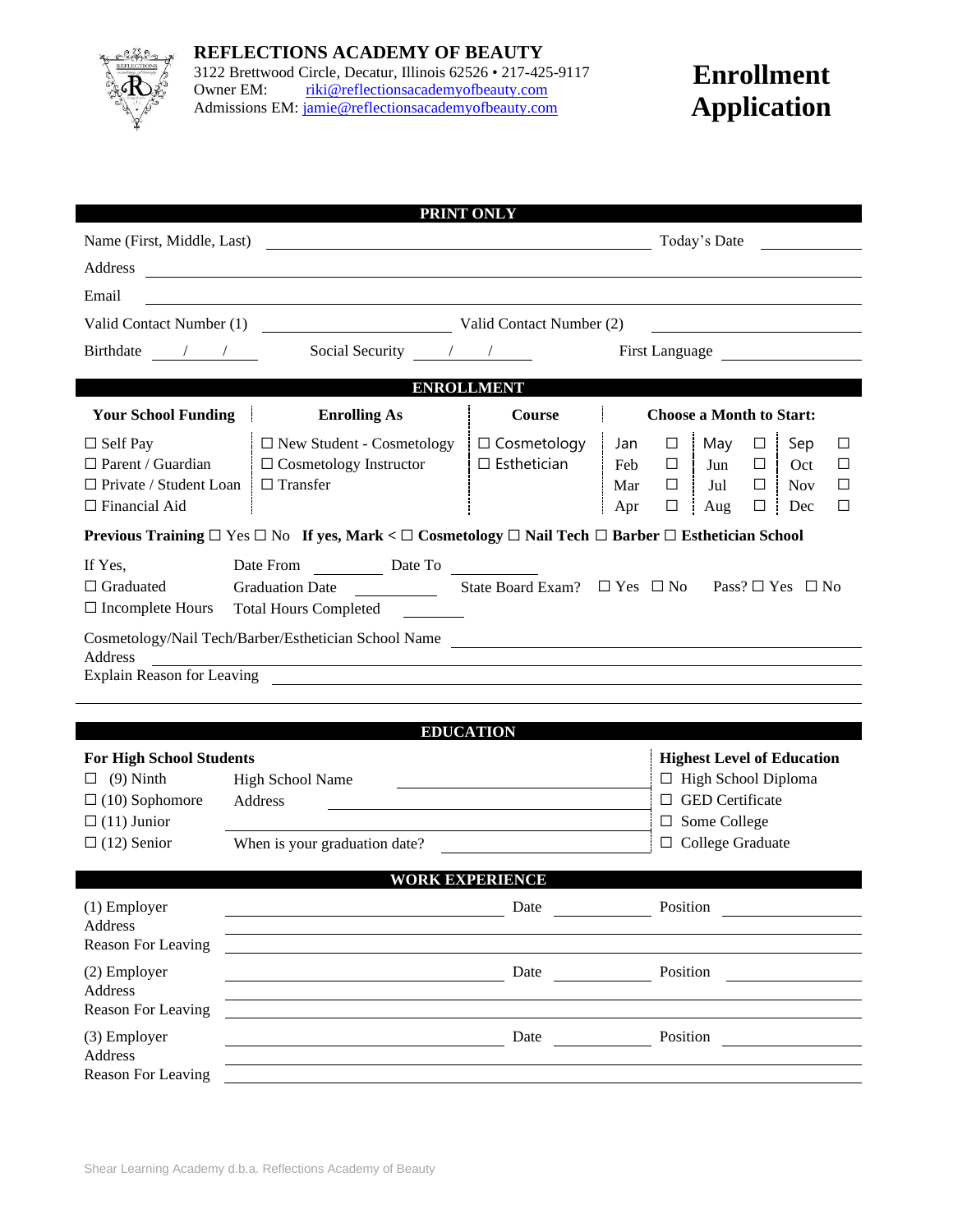**REFLECTIONS ACADEMY OF BEAUTY**
3122 Brettwood Circle, Decatur, Illinois 62526 • 217-425-9117
Owner EM: riki@reflectionsacademyofbeauty.com
Admissions EM: jamie@reflectionsacademyofbeauty.com

# Enrollment Application

## PRINT ONLY

Name (First, Middle, Last) ______________________________ Today's Date ____________

Address ______________________________

Email ______________________________

Valid Contact Number (1) ______________ Valid Contact Number (2) ______________

Birthdate ___/___/___ Social Security ___/___/___ First Language ______________

## ENROLLMENT

| Your School Funding | Enrolling As | Course | Choose a Month to Start: | | | | | |
|---|---|---|---|---|---|---|---|---|
| ☐ Self Pay | ☐ New Student - Cosmetology | ☐ Cosmetology | Jan | ☐ | May | ☐ | Sep | ☐ |
| ☐ Parent / Guardian | ☐ Cosmetology Instructor | ☐ Esthetician | Feb | ☐ | Jun | ☐ | Oct | ☐ |
| ☐ Private / Student Loan | ☐ Transfer | | Mar | ☐ | Jul | ☐ | Nov | ☐ |
| ☐ Financial Aid | | | Apr | ☐ | Aug | ☐ | Dec | ☐ |

**Previous Training** ☐ Yes ☐ No **If yes, Mark <** ☐ **Cosmetology** ☐ **Nail Tech** ☐ **Barber** ☐ **Esthetician School**

If Yes, Date From ________ Date To ________

☐ Graduated Graduation Date ________ State Board Exam? ☐ Yes ☐ No Pass? ☐ Yes ☐ No

☐ Incomplete Hours Total Hours Completed ________

Cosmetology/Nail Tech/Barber/Esthetician School Name ______________________________

Address ______________________________

Explain Reason for Leaving ______________________________

## EDUCATION

**For High School Students**

☐ (9) Ninth
☐ (10) Sophomore
☐ (11) Junior
☐ (12) Senior

High School Name ______________________________

Address ______________________________

When is your graduation date? ______________

**Highest Level of Education**

☐ High School Diploma
☐ GED Certificate
☐ Some College
☐ College Graduate

## WORK EXPERIENCE

(1) Employer ______________ Date ________ Position ________
Address ______________________________
Reason For Leaving ______________________________

(2) Employer ______________ Date ________ Position ________
Address ______________________________
Reason For Leaving ______________________________

(3) Employer ______________ Date ________ Position ________
Address ______________________________
Reason For Leaving ______________________________

Shear Learning Academy d.b.a. Reflections Academy of Beauty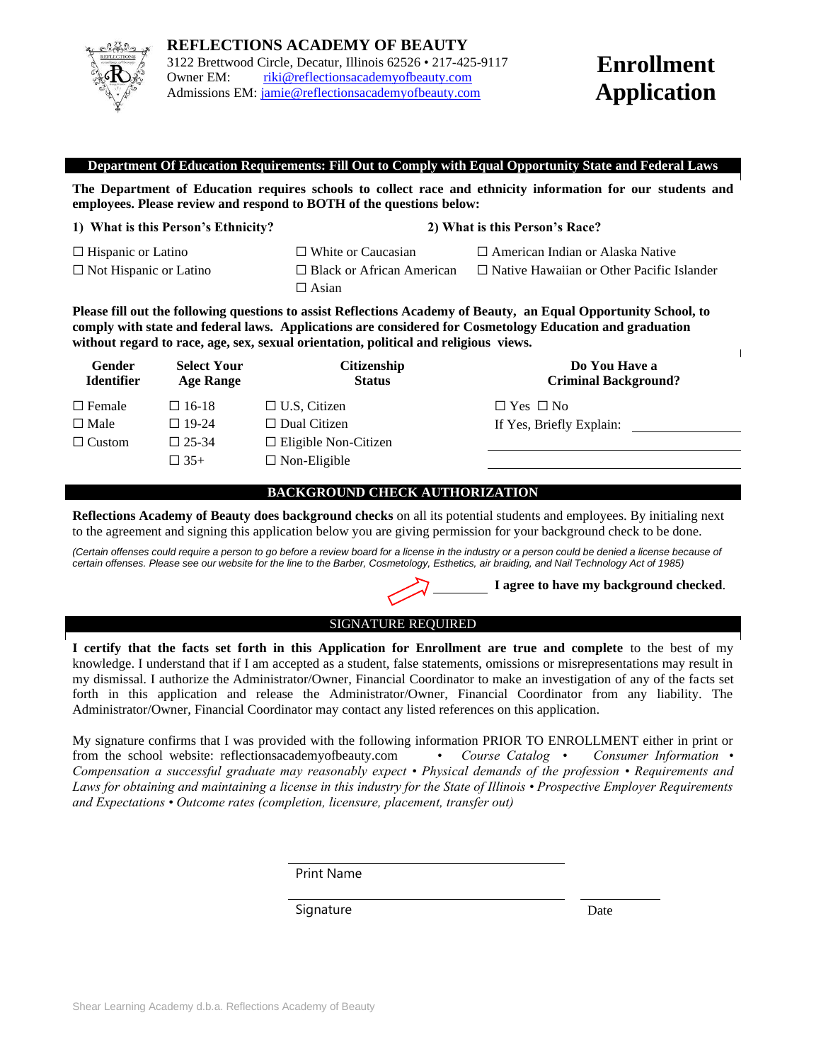# REFLECTIONS ACADEMY OF BEAUTY

3122 Brettwood Circle, Decatur, Illinois 62526 • 217-425-9117
Owner EM: riki@reflectionsacademyofbeauty.com
Admissions EM: jamie@reflectionsacademyofbeauty.com

# Enrollment Application

## Department Of Education Requirements: Fill Out to Comply with Equal Opportunity State and Federal Laws

**The Department of Education requires schools to collect race and ethnicity information for our students and employees. Please review and respond to BOTH of the questions below:**

**1) What is this Person's Ethnicity?**

☐ Hispanic or Latino
☐ Not Hispanic or Latino

**2) What is this Person's Race?**

☐ White or Caucasian
☐ Black or African American
☐ Asian
☐ American Indian or Alaska Native
☐ Native Hawaiian or Other Pacific Islander

**Please fill out the following questions to assist Reflections Academy of Beauty, an Equal Opportunity School, to comply with state and federal laws. Applications are considered for Cosmetology Education and graduation without regard to race, age, sex, sexual orientation, political and religious views.**

| Gender Identifier | Select Your Age Range | Citizenship Status | Do You Have a Criminal Background? |
|---|---|---|---|
| ☐ Female | ☐ 16-18 | ☐ U.S, Citizen | ☐ Yes ☐ No |
| ☐ Male | ☐ 19-24 | ☐ Dual Citizen | If Yes, Briefly Explain: ____________ |
| ☐ Custom | ☐ 25-34 | ☐ Eligible Non-Citizen | ____________ |
| | ☐ 35+ | ☐ Non-Eligible | ____________ |

## BACKGROUND CHECK AUTHORIZATION

**Reflections Academy of Beauty does background checks** on all its potential students and employees. By initialing next to the agreement and signing this application below you are giving permission for your background check to be done.

*(Certain offenses could require a person to go before a review board for a license in the industry or a person could be denied a license because of certain offenses. Please see our website for the line to the Barber, Cosmetology, Esthetics, air braiding, and Nail Technology Act of 1985)*

________ **I agree to have my background checked**.

## SIGNATURE REQUIRED

**I certify that the facts set forth in this Application for Enrollment are true and complete** to the best of my knowledge. I understand that if I am accepted as a student, false statements, omissions or misrepresentations may result in my dismissal. I authorize the Administrator/Owner, Financial Coordinator to make an investigation of any of the facts set forth in this application and release the Administrator/Owner, Financial Coordinator from any liability. The Administrator/Owner, Financial Coordinator may contact any listed references on this application.

My signature confirms that I was provided with the following information PRIOR TO ENROLLMENT either in print or from the school website: reflectionsacademyofbeauty.com • *Course Catalog • Consumer Information • Compensation a successful graduate may reasonably expect • Physical demands of the profession • Requirements and Laws for obtaining and maintaining a license in this industry for the State of Illinois • Prospective Employer Requirements and Expectations • Outcome rates (completion, licensure, placement, transfer out)*

______________________________
Print Name

______________________________ ____________
Signature Date

Shear Learning Academy d.b.a. Reflections Academy of Beauty